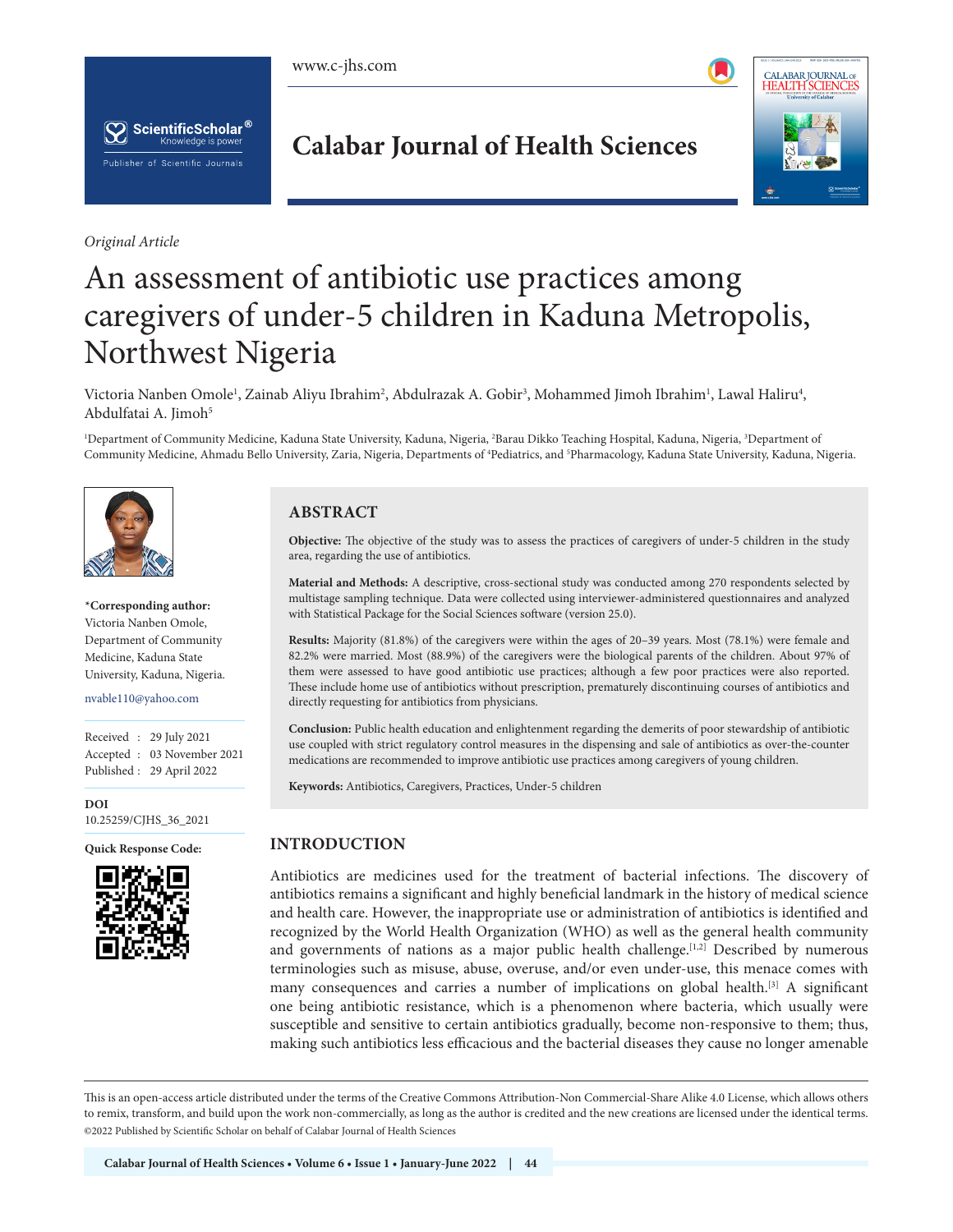*Original Article*

# An assessment of antibiotic use practices among caregivers of under-5 children in Kaduna Metropolis, Northwest Nigeria

Victoria Nanben Omole[1], Zainab Aliyu Ibrahim[2], Abdulrazak A. Gobir[3], Mohammed Jimoh Ibrahim[1], Lawal Haliru[4], Abdulfatai A. Jimoh[5]

[1]Department of Community Medicine, Kaduna State University, Kaduna, Nigeria, [2]Barau Dikko Teaching Hospital, Kaduna, Nigeria, [3]Department of Community Medicine, Ahmadu Bello University, Zaria, Nigeria, Departments of [4]Pediatrics, and [5]Pharmacology, Kaduna State University, Kaduna, Nigeria.

**\*Corresponding author:**
Victoria Nanben Omole,
Department of Community Medicine, Kaduna State University, Kaduna, Nigeria.

nvable110@yahoo.com

Received : 29 July 2021
Accepted : 03 November 2021
Published : 29 April 2022

**DOI**
10.25259/CJHS_36_2021

**Quick Response Code:**

## ABSTRACT

**Objective:** The objective of the study was to assess the practices of caregivers of under-5 children in the study area, regarding the use of antibiotics.

**Material and Methods:** A descriptive, cross-sectional study was conducted among 270 respondents selected by multistage sampling technique. Data were collected using interviewer-administered questionnaires and analyzed with Statistical Package for the Social Sciences software (version 25.0).

**Results:** Majority (81.8%) of the caregivers were within the ages of 20–39 years. Most (78.1%) were female and 82.2% were married. Most (88.9%) of the caregivers were the biological parents of the children. About 97% of them were assessed to have good antibiotic use practices; although a few poor practices were also reported. These include home use of antibiotics without prescription, prematurely discontinuing courses of antibiotics and directly requesting for antibiotics from physicians.

**Conclusion:** Public health education and enlightenment regarding the demerits of poor stewardship of antibiotic use coupled with strict regulatory control measures in the dispensing and sale of antibiotics as over-the-counter medications are recommended to improve antibiotic use practices among caregivers of young children.

**Keywords:** Antibiotics, Caregivers, Practices, Under-5 children

## INTRODUCTION

Antibiotics are medicines used for the treatment of bacterial infections. The discovery of antibiotics remains a significant and highly beneficial landmark in the history of medical science and health care. However, the inappropriate use or administration of antibiotics is identified and recognized by the World Health Organization (WHO) as well as the general health community and governments of nations as a major public health challenge.[1,2] Described by numerous terminologies such as misuse, abuse, overuse, and/or even under-use, this menace comes with many consequences and carries a number of implications on global health.[3] A significant one being antibiotic resistance, which is a phenomenon where bacteria, which usually were susceptible and sensitive to certain antibiotics gradually, become non-responsive to them; thus, making such antibiotics less efficacious and the bacterial diseases they cause no longer amenable

This is an open-access article distributed under the terms of the Creative Commons Attribution-Non Commercial-Share Alike 4.0 License, which allows others to remix, transform, and build upon the work non-commercially, as long as the author is credited and the new creations are licensed under the identical terms.
©2022 Published by Scientific Scholar on behalf of Calabar Journal of Health Sciences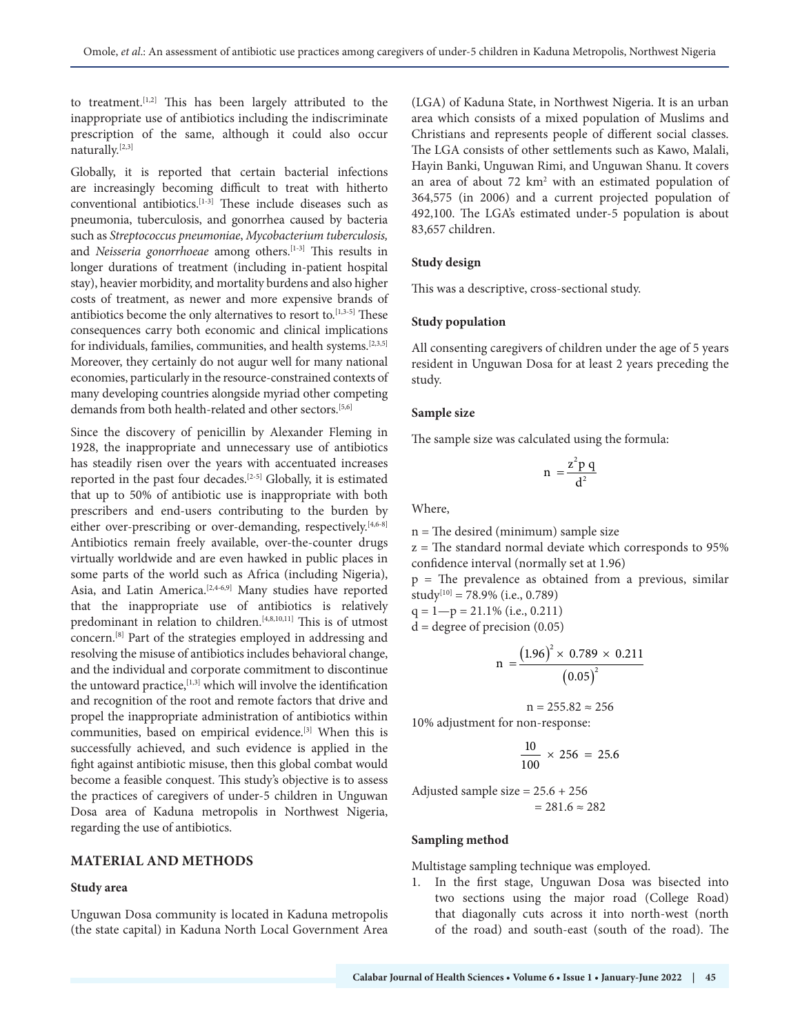to treatment.[1,2] This has been largely attributed to the inappropriate use of antibiotics including the indiscriminate prescription of the same, although it could also occur naturally.[2,3]

Globally, it is reported that certain bacterial infections are increasingly becoming difficult to treat with hitherto conventional antibiotics.[1-3] These include diseases such as pneumonia, tuberculosis, and gonorrhea caused by bacteria such as *Streptococcus pneumoniae*, *Mycobacterium tuberculosis,* and *Neisseria gonorrhoeae* among others.[1-3] This results in longer durations of treatment (including in-patient hospital stay), heavier morbidity, and mortality burdens and also higher costs of treatment, as newer and more expensive brands of antibiotics become the only alternatives to resort to.[1,3-5] These consequences carry both economic and clinical implications for individuals, families, communities, and health systems.[2,3,5] Moreover, they certainly do not augur well for many national economies, particularly in the resource-constrained contexts of many developing countries alongside myriad other competing demands from both health-related and other sectors.[5,6]

Since the discovery of penicillin by Alexander Fleming in 1928, the inappropriate and unnecessary use of antibiotics has steadily risen over the years with accentuated increases reported in the past four decades.[2-5] Globally, it is estimated that up to 50% of antibiotic use is inappropriate with both prescribers and end-users contributing to the burden by either over-prescribing or over-demanding, respectively.[4,6-8] Antibiotics remain freely available, over-the-counter drugs virtually worldwide and are even hawked in public places in some parts of the world such as Africa (including Nigeria), Asia, and Latin America.[2,4-6,9] Many studies have reported that the inappropriate use of antibiotics is relatively predominant in relation to children.[4,8,10,11] This is of utmost concern.[8] Part of the strategies employed in addressing and resolving the misuse of antibiotics includes behavioral change, and the individual and corporate commitment to discontinue the untoward practice,[1,3] which will involve the identification and recognition of the root and remote factors that drive and propel the inappropriate administration of antibiotics within communities, based on empirical evidence.[3] When this is successfully achieved, and such evidence is applied in the fight against antibiotic misuse, then this global combat would become a feasible conquest. This study's objective is to assess the practices of caregivers of under-5 children in Unguwan Dosa area of Kaduna metropolis in Northwest Nigeria, regarding the use of antibiotics.

## MATERIAL AND METHODS

### Study area

Unguwan Dosa community is located in Kaduna metropolis (the state capital) in Kaduna North Local Government Area (LGA) of Kaduna State, in Northwest Nigeria. It is an urban area which consists of a mixed population of Muslims and Christians and represents people of different social classes. The LGA consists of other settlements such as Kawo, Malali, Hayin Banki, Unguwan Rimi, and Unguwan Shanu. It covers an area of about 72 km$^2$ with an estimated population of 364,575 (in 2006) and a current projected population of 492,100. The LGA's estimated under-5 population is about 83,657 children.

### Study design

This was a descriptive, cross-sectional study.

### Study population

All consenting caregivers of children under the age of 5 years resident in Unguwan Dosa for at least 2 years preceding the study.

### Sample size

The sample size was calculated using the formula:

$$n = \frac{z^2 p\, q}{d^2}$$

Where,

n = The desired (minimum) sample size
z = The standard normal deviate which corresponds to 95% confidence interval (normally set at 1.96)
p = The prevalence as obtained from a previous, similar study[10] = 78.9% (i.e., 0.789)
q = 1—p = 21.1% (i.e., 0.211)
d = degree of precision (0.05)

$$n = \frac{(1.96)^2 \times 0.789 \times 0.211}{(0.05)^2}$$

$$n = 255.82 \approx 256$$

10% adjustment for non-response:

$$\frac{10}{100} \times 256 = 25.6$$

Adjusted sample size = 25.6 + 256
= 281.6 ≈ 282

### Sampling method

Multistage sampling technique was employed.

1. In the first stage, Unguwan Dosa was bisected into two sections using the major road (College Road) that diagonally cuts across it into north-west (north of the road) and south-east (south of the road). The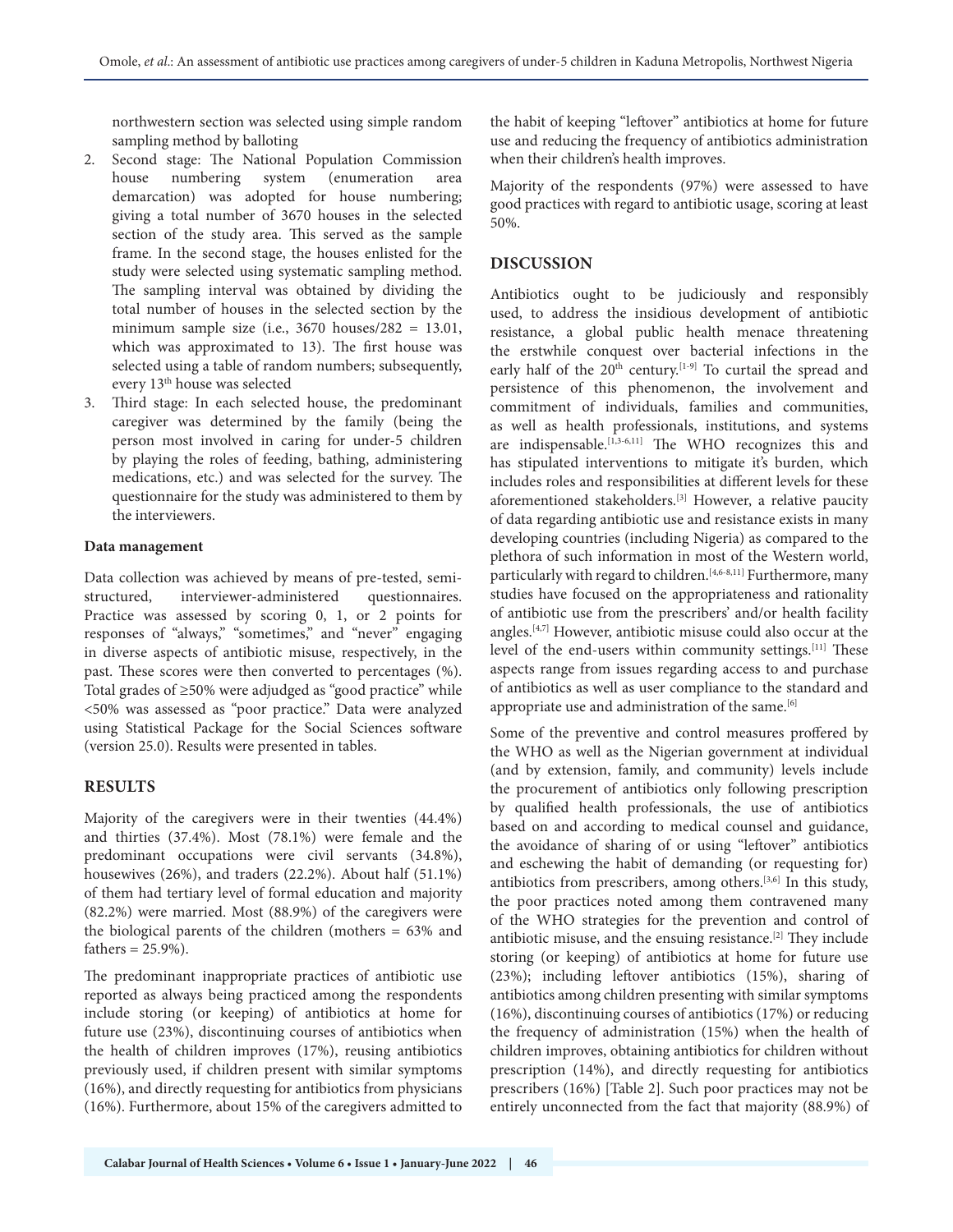northwestern section was selected using simple random sampling method by balloting

2. Second stage: The National Population Commission house numbering system (enumeration area demarcation) was adopted for house numbering; giving a total number of 3670 houses in the selected section of the study area. This served as the sample frame. In the second stage, the houses enlisted for the study were selected using systematic sampling method. The sampling interval was obtained by dividing the total number of houses in the selected section by the minimum sample size (i.e., 3670 houses/282 = 13.01, which was approximated to 13). The first house was selected using a table of random numbers; subsequently, every 13th house was selected
3. Third stage: In each selected house, the predominant caregiver was determined by the family (being the person most involved in caring for under-5 children by playing the roles of feeding, bathing, administering medications, etc.) and was selected for the survey. The questionnaire for the study was administered to them by the interviewers.

#### Data management

Data collection was achieved by means of pre-tested, semi-structured, interviewer-administered questionnaires. Practice was assessed by scoring 0, 1, or 2 points for responses of "always," "sometimes," and "never" engaging in diverse aspects of antibiotic misuse, respectively, in the past. These scores were then converted to percentages (%). Total grades of ≥50% were adjudged as "good practice" while <50% was assessed as "poor practice." Data were analyzed using Statistical Package for the Social Sciences software (version 25.0). Results were presented in tables.

## RESULTS

Majority of the caregivers were in their twenties (44.4%) and thirties (37.4%). Most (78.1%) were female and the predominant occupations were civil servants (34.8%), housewives (26%), and traders (22.2%). About half (51.1%) of them had tertiary level of formal education and majority (82.2%) were married. Most (88.9%) of the caregivers were the biological parents of the children (mothers = 63% and fathers = 25.9%).

The predominant inappropriate practices of antibiotic use reported as always being practiced among the respondents include storing (or keeping) of antibiotics at home for future use (23%), discontinuing courses of antibiotics when the health of children improves (17%), reusing antibiotics previously used, if children present with similar symptoms (16%), and directly requesting for antibiotics from physicians (16%). Furthermore, about 15% of the caregivers admitted to the habit of keeping "leftover" antibiotics at home for future use and reducing the frequency of antibiotics administration when their children's health improves.

Majority of the respondents (97%) were assessed to have good practices with regard to antibiotic usage, scoring at least 50%.

## DISCUSSION

Antibiotics ought to be judiciously and responsibly used, to address the insidious development of antibiotic resistance, a global public health menace threatening the erstwhile conquest over bacterial infections in the early half of the 20th century.[1-9] To curtail the spread and persistence of this phenomenon, the involvement and commitment of individuals, families and communities, as well as health professionals, institutions, and systems are indispensable.[1,3-6,11] The WHO recognizes this and has stipulated interventions to mitigate it's burden, which includes roles and responsibilities at different levels for these aforementioned stakeholders.[3] However, a relative paucity of data regarding antibiotic use and resistance exists in many developing countries (including Nigeria) as compared to the plethora of such information in most of the Western world, particularly with regard to children.[4,6-8,11] Furthermore, many studies have focused on the appropriateness and rationality of antibiotic use from the prescribers' and/or health facility angles.[4,7] However, antibiotic misuse could also occur at the level of the end-users within community settings.[11] These aspects range from issues regarding access to and purchase of antibiotics as well as user compliance to the standard and appropriate use and administration of the same.[6]

Some of the preventive and control measures proffered by the WHO as well as the Nigerian government at individual (and by extension, family, and community) levels include the procurement of antibiotics only following prescription by qualified health professionals, the use of antibiotics based on and according to medical counsel and guidance, the avoidance of sharing of or using "leftover" antibiotics and eschewing the habit of demanding (or requesting for) antibiotics from prescribers, among others.[3,6] In this study, the poor practices noted among them contravened many of the WHO strategies for the prevention and control of antibiotic misuse, and the ensuing resistance.[2] They include storing (or keeping) of antibiotics at home for future use (23%); including leftover antibiotics (15%), sharing of antibiotics among children presenting with similar symptoms (16%), discontinuing courses of antibiotics (17%) or reducing the frequency of administration (15%) when the health of children improves, obtaining antibiotics for children without prescription (14%), and directly requesting for antibiotics prescribers (16%) [Table 2]. Such poor practices may not be entirely unconnected from the fact that majority (88.9%) of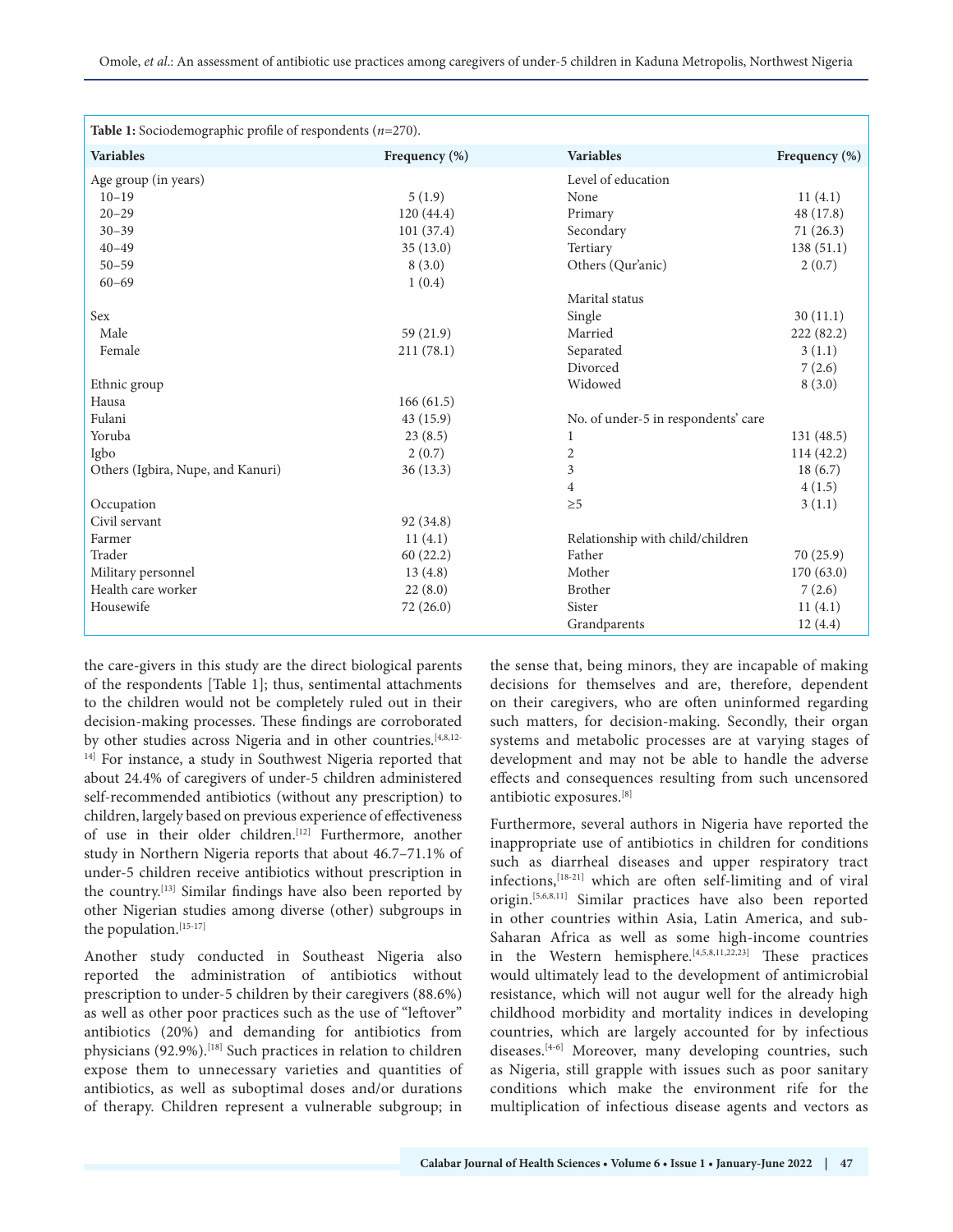**Table 1:** Sociodemographic profile of respondents (*n*=270).

| Variables | Frequency (%) | Variables | Frequency (%) |
|---|---|---|---|
| Age group (in years) | | Level of education | |
| 10–19 | 5 (1.9) | None | 11 (4.1) |
| 20–29 | 120 (44.4) | Primary | 48 (17.8) |
| 30–39 | 101 (37.4) | Secondary | 71 (26.3) |
| 40–49 | 35 (13.0) | Tertiary | 138 (51.1) |
| 50–59 | 8 (3.0) | Others (Qur'anic) | 2 (0.7) |
| 60–69 | 1 (0.4) | | |
| | | Marital status | |
| Sex | | Single | 30 (11.1) |
| Male | 59 (21.9) | Married | 222 (82.2) |
| Female | 211 (78.1) | Separated | 3 (1.1) |
| | | Divorced | 7 (2.6) |
| Ethnic group | | Widowed | 8 (3.0) |
| Hausa | 166 (61.5) | | |
| Fulani | 43 (15.9) | No. of under-5 in respondents' care | |
| Yoruba | 23 (8.5) | 1 | 131 (48.5) |
| Igbo | 2 (0.7) | 2 | 114 (42.2) |
| Others (Igbira, Nupe, and Kanuri) | 36 (13.3) | 3 | 18 (6.7) |
| | | 4 | 4 (1.5) |
| Occupation | | ≥5 | 3 (1.1) |
| Civil servant | 92 (34.8) | | |
| Farmer | 11 (4.1) | Relationship with child/children | |
| Trader | 60 (22.2) | Father | 70 (25.9) |
| Military personnel | 13 (4.8) | Mother | 170 (63.0) |
| Health care worker | 22 (8.0) | Brother | 7 (2.6) |
| Housewife | 72 (26.0) | Sister | 11 (4.1) |
| | | Grandparents | 12 (4.4) |

the care-givers in this study are the direct biological parents of the respondents [Table 1]; thus, sentimental attachments to the children would not be completely ruled out in their decision-making processes. These findings are corroborated by other studies across Nigeria and in other countries.[4,8,12-14] For instance, a study in Southwest Nigeria reported that about 24.4% of caregivers of under-5 children administered self-recommended antibiotics (without any prescription) to children, largely based on previous experience of effectiveness of use in their older children.[12] Furthermore, another study in Northern Nigeria reports that about 46.7–71.1% of under-5 children receive antibiotics without prescription in the country.[13] Similar findings have also been reported by other Nigerian studies among diverse (other) subgroups in the population.[15-17]

Another study conducted in Southeast Nigeria also reported the administration of antibiotics without prescription to under-5 children by their caregivers (88.6%) as well as other poor practices such as the use of "leftover" antibiotics (20%) and demanding for antibiotics from physicians (92.9%).[18] Such practices in relation to children expose them to unnecessary varieties and quantities of antibiotics, as well as suboptimal doses and/or durations of therapy. Children represent a vulnerable subgroup; in the sense that, being minors, they are incapable of making decisions for themselves and are, therefore, dependent on their caregivers, who are often uninformed regarding such matters, for decision-making. Secondly, their organ systems and metabolic processes are at varying stages of development and may not be able to handle the adverse effects and consequences resulting from such uncensored antibiotic exposures.[8]

Furthermore, several authors in Nigeria have reported the inappropriate use of antibiotics in children for conditions such as diarrheal diseases and upper respiratory tract infections,[18-21] which are often self-limiting and of viral origin.[5,6,8,11] Similar practices have also been reported in other countries within Asia, Latin America, and sub-Saharan Africa as well as some high-income countries in the Western hemisphere.[4,5,8,11,22,23] These practices would ultimately lead to the development of antimicrobial resistance, which will not augur well for the already high childhood morbidity and mortality indices in developing countries, which are largely accounted for by infectious diseases.[4-6] Moreover, many developing countries, such as Nigeria, still grapple with issues such as poor sanitary conditions which make the environment rife for the multiplication of infectious disease agents and vectors as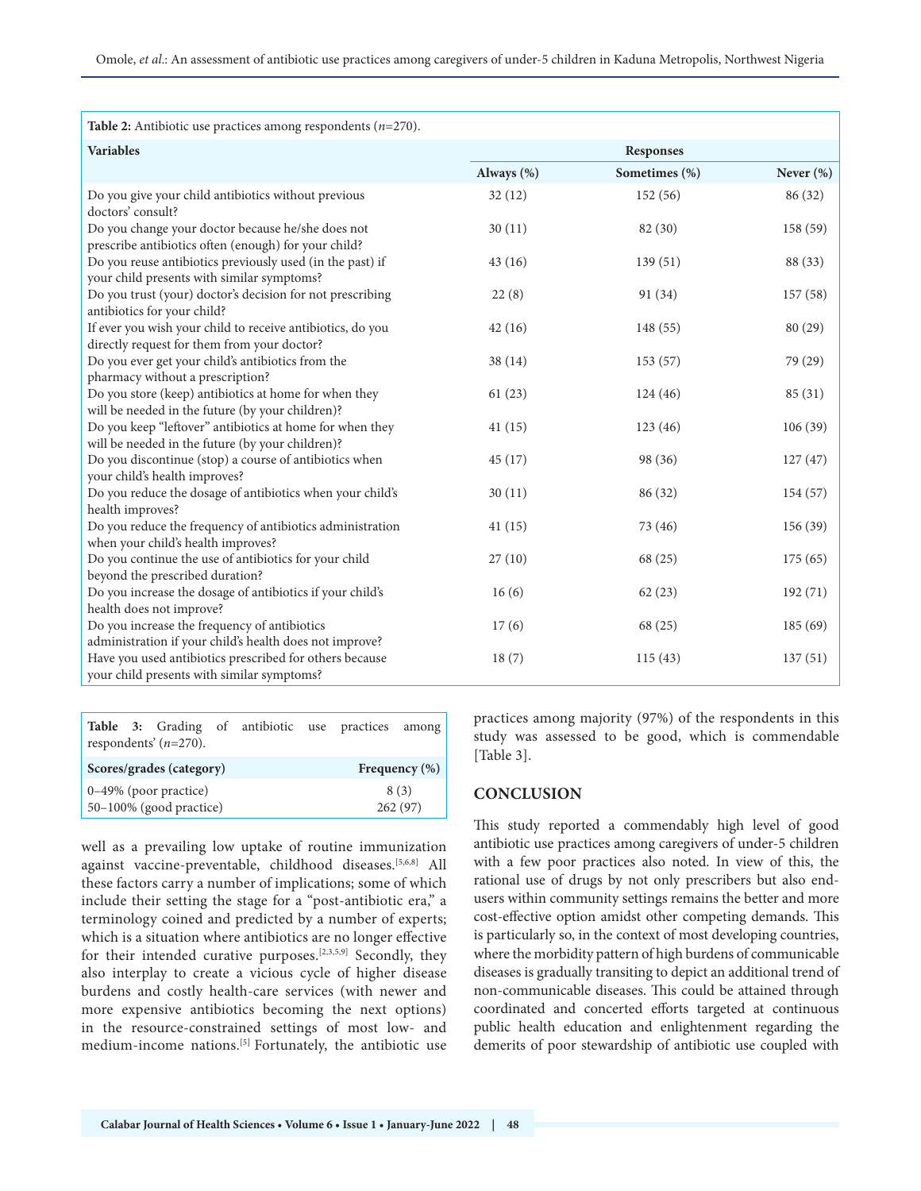**Table 2:** Antibiotic use practices among respondents (*n*=270).

| Variables | Responses | | |
|---|---|---|---|
| | Always (%) | Sometimes (%) | Never (%) |
| Do you give your child antibiotics without previous doctors' consult? | 32 (12) | 152 (56) | 86 (32) |
| Do you change your doctor because he/she does not prescribe antibiotics often (enough) for your child? | 30 (11) | 82 (30) | 158 (59) |
| Do you reuse antibiotics previously used (in the past) if your child presents with similar symptoms? | 43 (16) | 139 (51) | 88 (33) |
| Do you trust (your) doctor's decision for not prescribing antibiotics for your child? | 22 (8) | 91 (34) | 157 (58) |
| If ever you wish your child to receive antibiotics, do you directly request for them from your doctor? | 42 (16) | 148 (55) | 80 (29) |
| Do you ever get your child's antibiotics from the pharmacy without a prescription? | 38 (14) | 153 (57) | 79 (29) |
| Do you store (keep) antibiotics at home for when they will be needed in the future (by your children)? | 61 (23) | 124 (46) | 85 (31) |
| Do you keep "leftover" antibiotics at home for when they will be needed in the future (by your children)? | 41 (15) | 123 (46) | 106 (39) |
| Do you discontinue (stop) a course of antibiotics when your child's health improves? | 45 (17) | 98 (36) | 127 (47) |
| Do you reduce the dosage of antibiotics when your child's health improves? | 30 (11) | 86 (32) | 154 (57) |
| Do you reduce the frequency of antibiotics administration when your child's health improves? | 41 (15) | 73 (46) | 156 (39) |
| Do you continue the use of antibiotics for your child beyond the prescribed duration? | 27 (10) | 68 (25) | 175 (65) |
| Do you increase the dosage of antibiotics if your child's health does not improve? | 16 (6) | 62 (23) | 192 (71) |
| Do you increase the frequency of antibiotics administration if your child's health does not improve? | 17 (6) | 68 (25) | 185 (69) |
| Have you used antibiotics prescribed for others because your child presents with similar symptoms? | 18 (7) | 115 (43) | 137 (51) |

**Table 3:** Grading of antibiotic use practices among respondents' (*n*=270).

| Scores/grades (category) | Frequency (%) |
|---|---|
| 0–49% (poor practice) | 8 (3) |
| 50–100% (good practice) | 262 (97) |

well as a prevailing low uptake of routine immunization against vaccine-preventable, childhood diseases.[5,6,8] All these factors carry a number of implications; some of which include their setting the stage for a "post-antibiotic era," a terminology coined and predicted by a number of experts; which is a situation where antibiotics are no longer effective for their intended curative purposes.[2,3,5,9] Secondly, they also interplay to create a vicious cycle of higher disease burdens and costly health-care services (with newer and more expensive antibiotics becoming the next options) in the resource-constrained settings of most low- and medium-income nations.[5] Fortunately, the antibiotic use practices among majority (97%) of the respondents in this study was assessed to be good, which is commendable [Table 3].

## CONCLUSION

This study reported a commendably high level of good antibiotic use practices among caregivers of under-5 children with a few poor practices also noted. In view of this, the rational use of drugs by not only prescribers but also end-users within community settings remains the better and more cost-effective option amidst other competing demands. This is particularly so, in the context of most developing countries, where the morbidity pattern of high burdens of communicable diseases is gradually transiting to depict an additional trend of non-communicable diseases. This could be attained through coordinated and concerted efforts targeted at continuous public health education and enlightenment regarding the demerits of poor stewardship of antibiotic use coupled with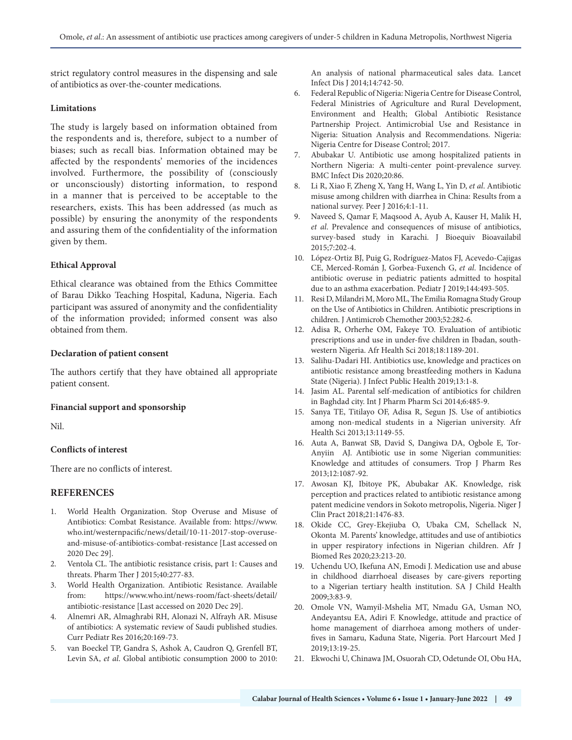strict regulatory control measures in the dispensing and sale of antibiotics as over-the-counter medications.

### Limitations

The study is largely based on information obtained from the respondents and is, therefore, subject to a number of biases; such as recall bias. Information obtained may be affected by the respondents' memories of the incidences involved. Furthermore, the possibility of (consciously or unconsciously) distorting information, to respond in a manner that is perceived to be acceptable to the researchers, exists. This has been addressed (as much as possible) by ensuring the anonymity of the respondents and assuring them of the confidentiality of the information given by them.

### Ethical Approval

Ethical clearance was obtained from the Ethics Committee of Barau Dikko Teaching Hospital, Kaduna, Nigeria. Each participant was assured of anonymity and the confidentiality of the information provided; informed consent was also obtained from them.

### Declaration of patient consent

The authors certify that they have obtained all appropriate patient consent.

### Financial support and sponsorship

Nil.

### Conflicts of interest

There are no conflicts of interest.

## REFERENCES

1. World Health Organization. Stop Overuse and Misuse of Antibiotics: Combat Resistance. Available from: https://www.who.int/westernpacific/news/detail/10-11-2017-stop-overuse-and-misuse-of-antibiotics-combat-resistance [Last accessed on 2020 Dec 29].
2. Ventola CL. The antibiotic resistance crisis, part 1: Causes and threats. Pharm Ther J 2015;40:277-83.
3. World Health Organization. Antibiotic Resistance. Available from: https://www.who.int/news-room/fact-sheets/detail/antibiotic-resistance [Last accessed on 2020 Dec 29].
4. Alnemri AR, Almaghrabi RH, Alonazi N, Alfrayh AR. Misuse of antibiotics: A systematic review of Saudi published studies. Curr Pediatr Res 2016;20:169-73.
5. van Boeckel TP, Gandra S, Ashok A, Caudron Q, Grenfell BT, Levin SA, *et al*. Global antibiotic consumption 2000 to 2010: An analysis of national pharmaceutical sales data. Lancet Infect Dis J 2014;14:742-50.
6. Federal Republic of Nigeria: Nigeria Centre for Disease Control, Federal Ministries of Agriculture and Rural Development, Environment and Health; Global Antibiotic Resistance Partnership Project. Antimicrobial Use and Resistance in Nigeria: Situation Analysis and Recommendations. Nigeria: Nigeria Centre for Disease Control; 2017.
7. Abubakar U. Antibiotic use among hospitalized patients in Northern Nigeria: A multi-center point-prevalence survey. BMC Infect Dis 2020;20:86.
8. Li R, Xiao F, Zheng X, Yang H, Wang L, Yin D, *et al*. Antibiotic misuse among children with diarrhea in China: Results from a national survey. Peer J 2016;4:1-11.
9. Naveed S, Qamar F, Maqsood A, Ayub A, Kauser H, Malik H, *et al*. Prevalence and consequences of misuse of antibiotics, survey-based study in Karachi. J Bioequiv Bioavailabil 2015;7:202-4.
10. López-Ortiz BJ, Puig G, Rodríguez-Matos FJ, Acevedo-Cajigas CE, Merced-Román J, Gorbea-Fuxench G, *et al*. Incidence of antibiotic overuse in pediatric patients admitted to hospital due to an asthma exacerbation. Pediatr J 2019;144:493-505.
11. Resi D, Milandri M, Moro ML, The Emilia Romagna Study Group on the Use of Antibiotics in Children. Antibiotic prescriptions in children. J Antimicrob Chemother 2003;52:282-6.
12. Adisa R, Orherhe OM, Fakeye TO. Evaluation of antibiotic prescriptions and use in under-five children in Ibadan, south-western Nigeria. Afr Health Sci 2018;18:1189-201.
13. Salihu-Dadari HI. Antibiotics use, knowledge and practices on antibiotic resistance among breastfeeding mothers in Kaduna State (Nigeria). J Infect Public Health 2019;13:1-8.
14. Jasim AL. Parental self-medication of antibiotics for children in Baghdad city. Int J Pharm Pharm Sci 2014;6:485-9.
15. Sanya TE, Titilayo OF, Adisa R, Segun JS. Use of antibiotics among non-medical students in a Nigerian university. Afr Health Sci 2013;13:1149-55.
16. Auta A, Banwat SB, David S, Dangiwa DA, Ogbole E, Tor-Anyiin AJ. Antibiotic use in some Nigerian communities: Knowledge and attitudes of consumers. Trop J Pharm Res 2013;12:1087-92.
17. Awosan KJ, Ibitoye PK, Abubakar AK. Knowledge, risk perception and practices related to antibiotic resistance among patent medicine vendors in Sokoto metropolis, Nigeria. Niger J Clin Pract 2018;21:1476-83.
18. Okide CC, Grey-Ekejiuba O, Ubaka CM, Schellack N, Okonta M. Parents' knowledge, attitudes and use of antibiotics in upper respiratory infections in Nigerian children. Afr J Biomed Res 2020;23:213-20.
19. Uchendu UO, Ikefuna AN, Emodi J. Medication use and abuse in childhood diarrhoeal diseases by care-givers reporting to a Nigerian tertiary health institution. SA J Child Health 2009;3:83-9.
20. Omole VN, Wamyil-Mshelia MT, Nmadu GA, Usman NO, Andeyantsu EA, Adiri F. Knowledge, attitude and practice of home management of diarrhoea among mothers of under-fives in Samaru, Kaduna State, Nigeria. Port Harcourt Med J 2019;13:19-25.
21. Ekwochi U, Chinawa JM, Osuorah CD, Odetunde OI, Obu HA,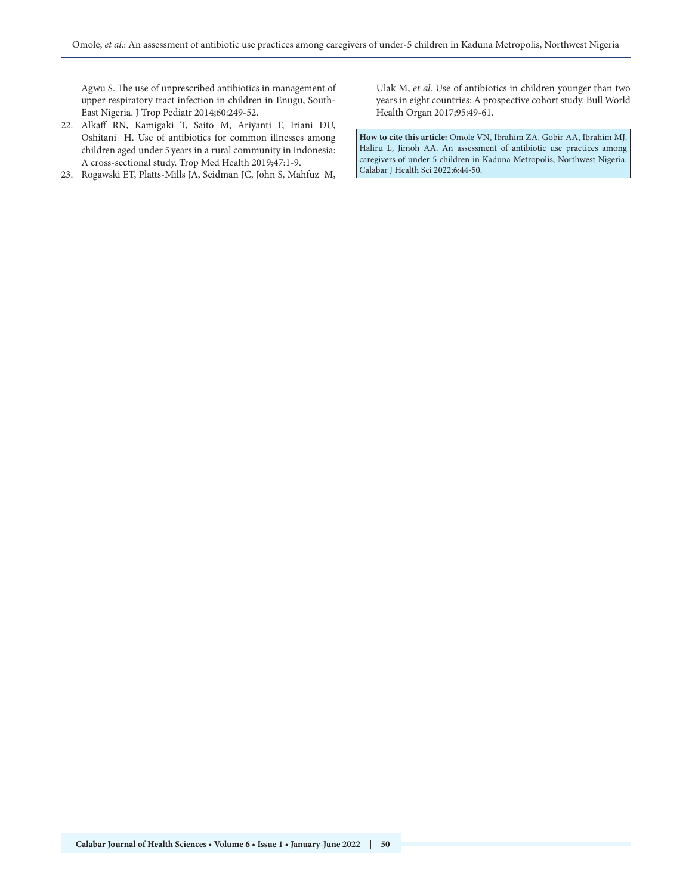Agwu S. The use of unprescribed antibiotics in management of upper respiratory tract infection in children in Enugu, South-East Nigeria. J Trop Pediatr 2014;60:249-52.

22. Alkaff RN, Kamigaki T, Saito M, Ariyanti F, Iriani DU, Oshitani H. Use of antibiotics for common illnesses among children aged under 5 years in a rural community in Indonesia: A cross-sectional study. Trop Med Health 2019;47:1-9.
23. Rogawski ET, Platts-Mills JA, Seidman JC, John S, Mahfuz M, Ulak M, *et al*. Use of antibiotics in children younger than two years in eight countries: A prospective cohort study. Bull World Health Organ 2017;95:49-61.

**How to cite this article:** Omole VN, Ibrahim ZA, Gobir AA, Ibrahim MJ, Haliru L, Jimoh AA. An assessment of antibiotic use practices among caregivers of under-5 children in Kaduna Metropolis, Northwest Nigeria. Calabar J Health Sci 2022;6:44-50.